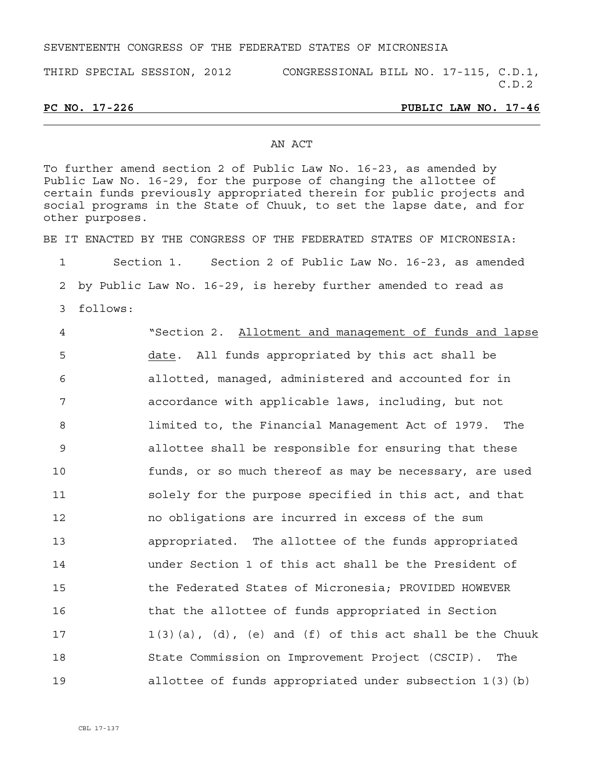SEVENTEENTH CONGRESS OF THE FEDERATED STATES OF MICRONESIA

THIRD SPECIAL SESSION, 2012 CONGRESSIONAL BILL NO. 17-115, C.D.1, C.D.2

**PC NO. 17-226 PUBLIC LAW NO. 17-46**

AN ACT

To further amend section 2 of Public Law No. 16-23, as amended by Public Law No. 16-29, for the purpose of changing the allottee of certain funds previously appropriated therein for public projects and social programs in the State of Chuuk, to set the lapse date, and for other purposes.

BE IT ENACTED BY THE CONGRESS OF THE FEDERATED STATES OF MICRONESIA:

1 Section 1. Section 2 of Public Law No. 16-23, as amended
2 by Public Law No. 16-29, is hereby further amended to read as
3 follows:

4 "Section 2. Allotment and management of funds and lapse
5 date. All funds appropriated by this act shall be
6 allotted, managed, administered and accounted for in
7 accordance with applicable laws, including, but not
8 limited to, the Financial Management Act of 1979. The
9 allottee shall be responsible for ensuring that these
10 funds, or so much thereof as may be necessary, are used
11 solely for the purpose specified in this act, and that
12 no obligations are incurred in excess of the sum
13 appropriated. The allottee of the funds appropriated
14 under Section 1 of this act shall be the President of
15 the Federated States of Micronesia; PROVIDED HOWEVER
16 that the allottee of funds appropriated in Section
17 1(3)(a), (d), (e) and (f) of this act shall be the Chuuk
18 State Commission on Improvement Project (CSCIP). The
19 allottee of funds appropriated under subsection 1(3)(b)

CBL 17-137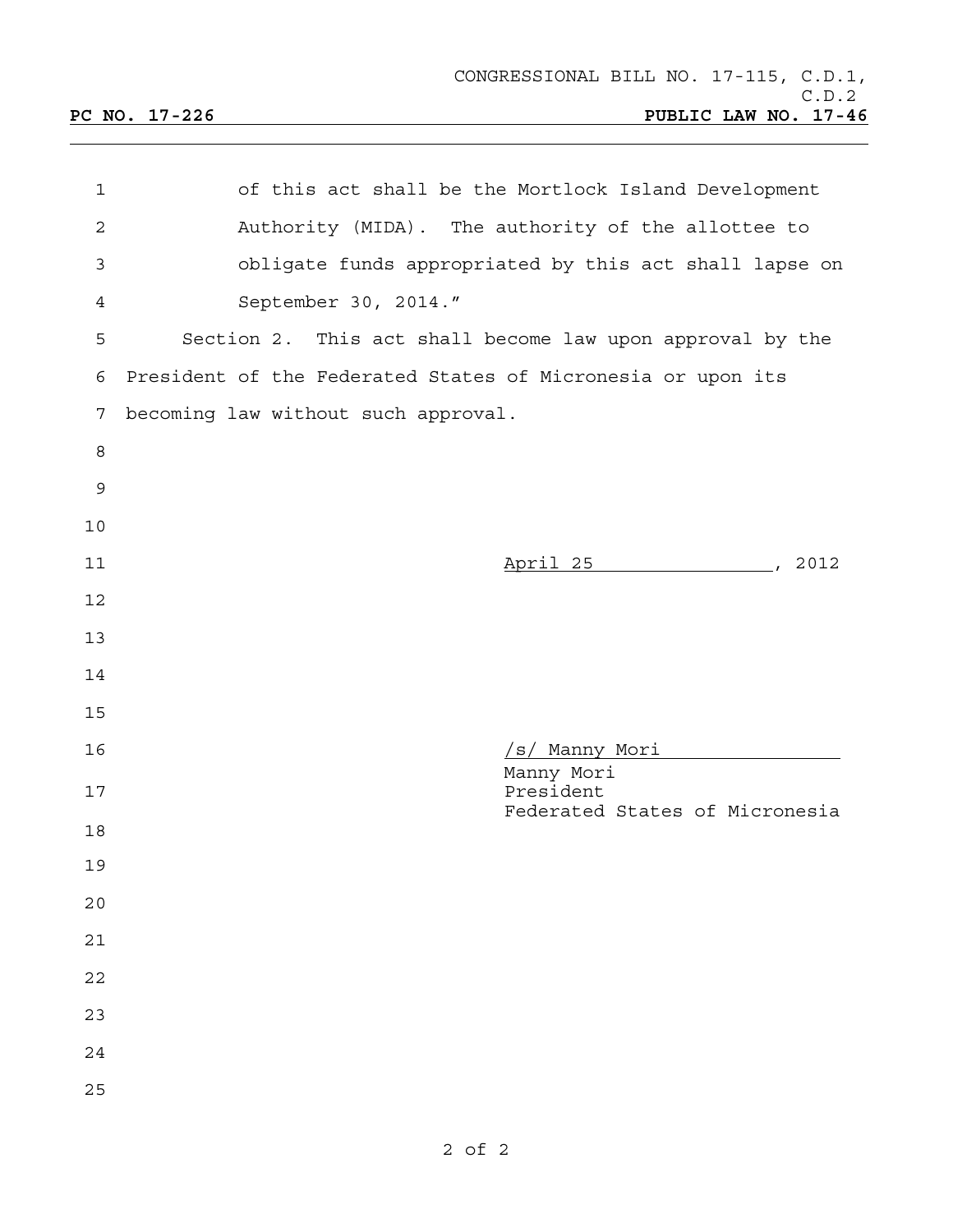of this act shall be the Mortlock Island Development Authority (MIDA). The authority of the allottee to obligate funds appropriated by this act shall lapse on September 30, 2014."

Section 2. This act shall become law upon approval by the President of the Federated States of Micronesia or upon its becoming law without such approval.

April 25, 2012

/s/ Manny Mori
Manny Mori
President
Federated States of Micronesia